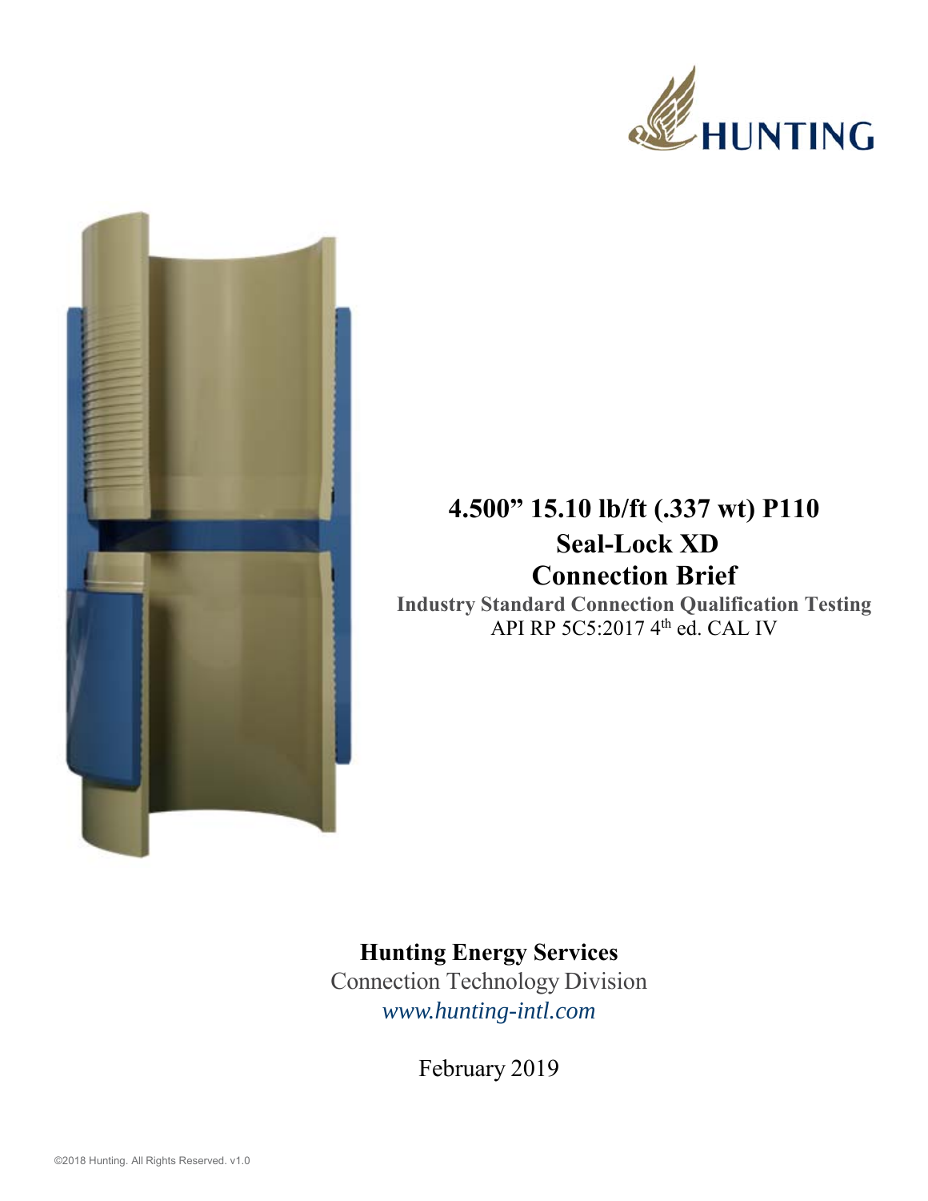# 4.500” 15.10 lb/ft (.337 wt) P110
# Seal-Lock XD
# Connection Brief

**Industry Standard Connection Qualification Testing**

API RP 5C5:2017 4th ed. CAL IV

**Hunting Energy Services**

Connection Technology Division

*www.hunting-intl.com*

February 2019

©2018 Hunting. All Rights Reserved. v1.0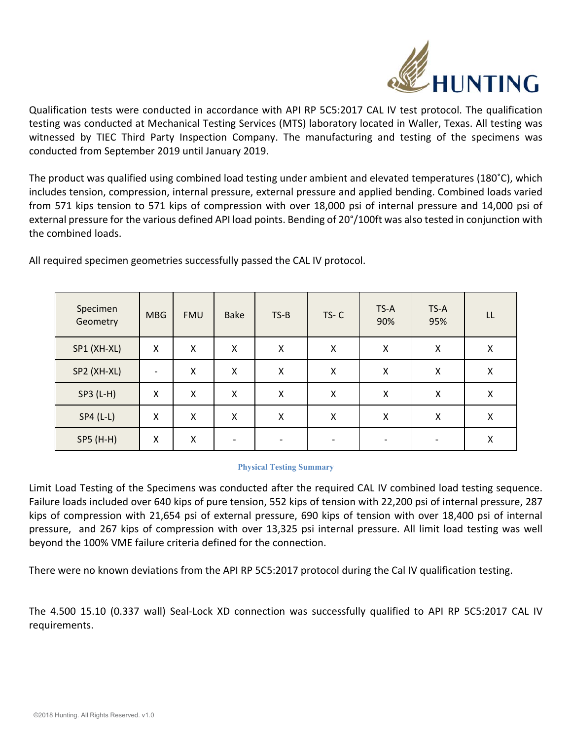Qualification tests were conducted in accordance with API RP 5C5:2017 CAL IV test protocol. The qualification testing was conducted at Mechanical Testing Services (MTS) laboratory located in Waller, Texas. All testing was witnessed by TIEC Third Party Inspection Company. The manufacturing and testing of the specimens was conducted from September 2019 until January 2019.

The product was qualified using combined load testing under ambient and elevated temperatures (180˚C), which includes tension, compression, internal pressure, external pressure and applied bending. Combined loads varied from 571 kips tension to 571 kips of compression with over 18,000 psi of internal pressure and 14,000 psi of external pressure for the various defined API load points. Bending of 20°/100ft was also tested in conjunction with the combined loads.

All required specimen geometries successfully passed the CAL IV protocol.

| Specimen Geometry | MBG | FMU | Bake | TS-B | TS- C | TS-A 90% | TS-A 95% | LL |
|---|---|---|---|---|---|---|---|---|
| SP1 (XH-XL) | X | X | X | X | X | X | X | X |
| SP2 (XH-XL) | - | X | X | X | X | X | X | X |
| SP3 (L-H) | X | X | X | X | X | X | X | X |
| SP4 (L-L) | X | X | X | X | X | X | X | X |
| SP5 (H-H) | X | X | - | - | - | - | - | X |

**Physical Testing Summary**

Limit Load Testing of the Specimens was conducted after the required CAL IV combined load testing sequence. Failure loads included over 640 kips of pure tension, 552 kips of tension with 22,200 psi of internal pressure, 287 kips of compression with 21,654 psi of external pressure, 690 kips of tension with over 18,400 psi of internal pressure, and 267 kips of compression with over 13,325 psi internal pressure. All limit load testing was well beyond the 100% VME failure criteria defined for the connection.

There were no known deviations from the API RP 5C5:2017 protocol during the Cal IV qualification testing.

The 4.500 15.10 (0.337 wall) Seal-Lock XD connection was successfully qualified to API RP 5C5:2017 CAL IV requirements.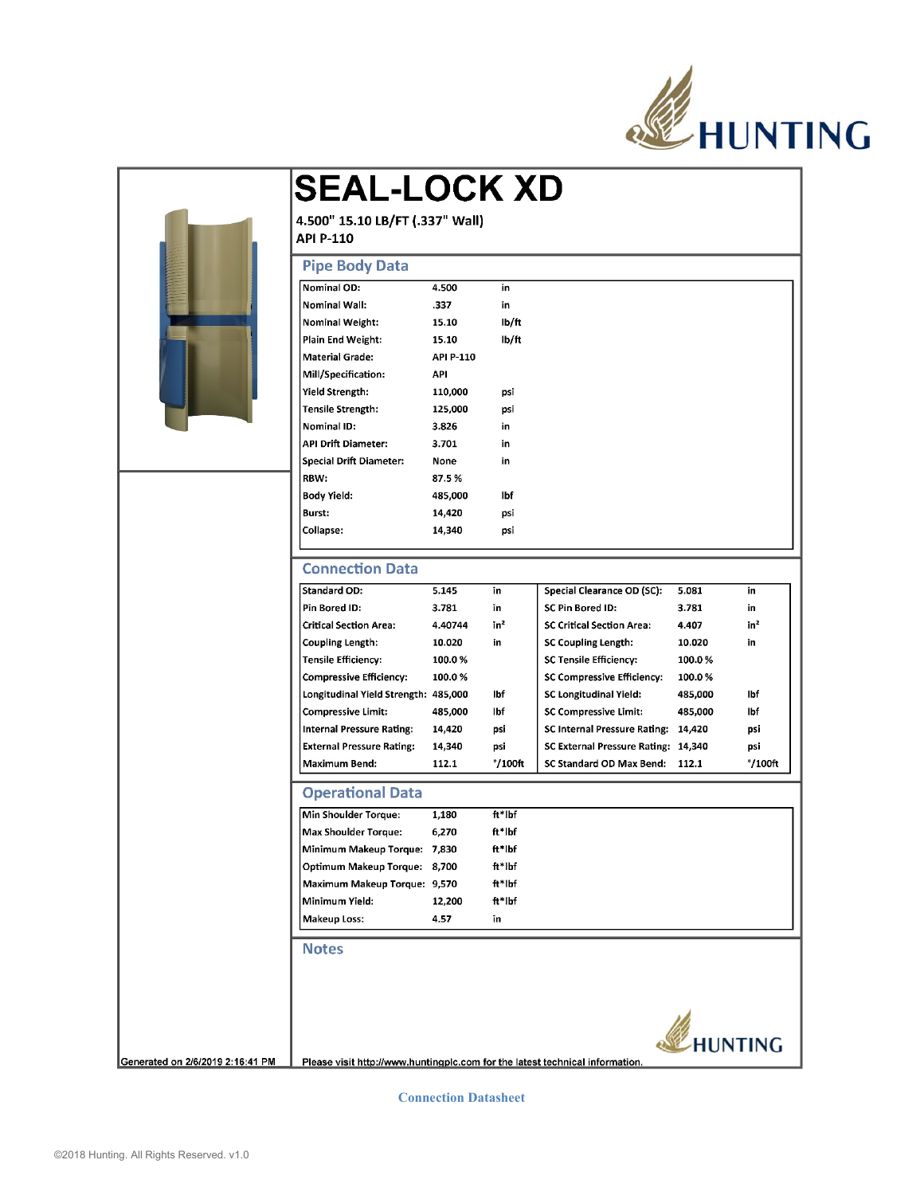# SEAL-LOCK XD

**4.500" 15.10 LB/FT (.337" Wall)**
**API P-110**

## Pipe Body Data

| | | |
|---|---|---|
| Nominal OD: | 4.500 | in |
| Nominal Wall: | .337 | in |
| Nominal Weight: | 15.10 | lb/ft |
| Plain End Weight: | 15.10 | lb/ft |
| Material Grade: | API P-110 | |
| Mill/Specification: | API | |
| Yield Strength: | 110,000 | psi |
| Tensile Strength: | 125,000 | psi |
| Nominal ID: | 3.826 | in |
| API Drift Diameter: | 3.701 | in |
| Special Drift Diameter: | None | in |
| RBW: | 87.5 % | |
| Body Yield: | 485,000 | lbf |
| Burst: | 14,420 | psi |
| Collapse: | 14,340 | psi |

## Connection Data

| | | | | | |
|---|---|---|---|---|---|
| Standard OD: | 5.145 | in | Special Clearance OD (SC): | 5.081 | in |
| Pin Bored ID: | 3.781 | in | SC Pin Bored ID: | 3.781 | in |
| Critical Section Area: | 4.40744 | in² | SC Critical Section Area: | 4.407 | in² |
| Coupling Length: | 10.020 | in | SC Coupling Length: | 10.020 | in |
| Tensile Efficiency: | 100.0 % | | SC Tensile Efficiency: | 100.0 % | |
| Compressive Efficiency: | 100.0 % | | SC Compressive Efficiency: | 100.0 % | |
| Longitudinal Yield Strength: | 485,000 | lbf | SC Longitudinal Yield: | 485,000 | lbf |
| Compressive Limit: | 485,000 | lbf | SC Compressive Limit: | 485,000 | lbf |
| Internal Pressure Rating: | 14,420 | psi | SC Internal Pressure Rating: | 14,420 | psi |
| External Pressure Rating: | 14,340 | psi | SC External Pressure Rating: | 14,340 | psi |
| Maximum Bend: | 112.1 | °/100ft | SC Standard OD Max Bend: | 112.1 | °/100ft |

## Operational Data

| | | |
|---|---|---|
| Min Shoulder Torque: | 1,180 | ft*lbf |
| Max Shoulder Torque: | 6,270 | ft*lbf |
| Minimum Makeup Torque: | 7,830 | ft*lbf |
| Optimum Makeup Torque: | 8,700 | ft*lbf |
| Maximum Makeup Torque: | 9,570 | ft*lbf |
| Minimum Yield: | 12,200 | ft*lbf |
| Makeup Loss: | 4.57 | in |

## Notes

Generated on 2/6/2019 2:16:41 PM

Please visit http://www.huntingplc.com for the latest technical information.

Connection Datasheet

©2018 Hunting. All Rights Reserved. v1.0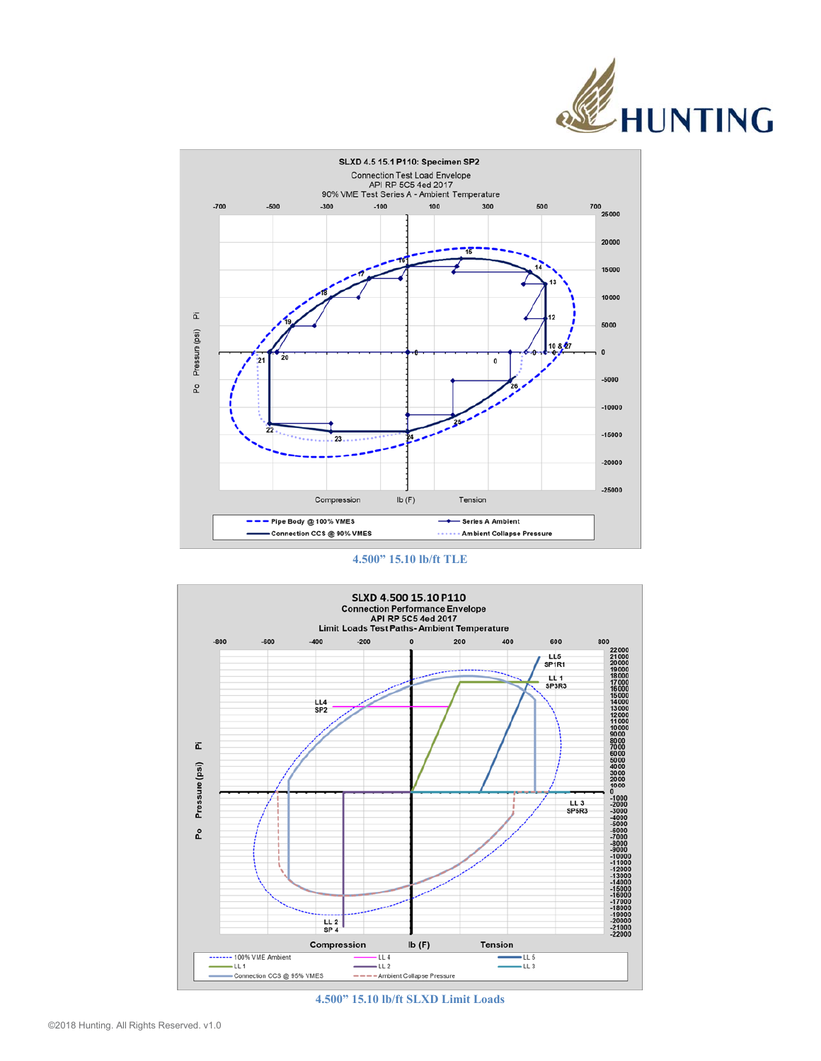SLXD 4.5 15.1 P110: Specimen SP2

Connection Test Load Envelope

API RP 5C5 4ed 2017

90% VME Test Series A - Ambient Temperature

-700 -500 -300 -100 100 300 500 700

25000 20000 15000 10000 5000 0 -5000 -10000 -15000 -20000 -25000

Po Pressure (psi) Pi

Compression lb (F) Tension

Pipe Body @ 100% VMES

Connection CCS @ 90% VMES

Series A Ambient

Ambient Collapse Pressure

4.500" 15.10 lb/ft TLE

SLXD 4.500 15.10 P110

Connection Performance Envelope

API RP 5C5 4ed 2017

Limit Loads Test Paths - Ambient Temperature

-800 -600 -400 -200 0 200 400 600 800

22000 21000 20000 19000 18000 17000 16000 15000 14000 13000 12000 11000 10000 9000 8000 7000 6000 5000 4000 3000 2000 1000 0 -1000 -2000 -3000 -4000 -5000 -6000 -7000 -8000 -9000 -10000 -11000 -12000 -13000 -14000 -15000 -16000 -17000 -18000 -19000 -20000 -21000 -22000

LL5 SP1R1

LL 1 SP3R3

LL4 SP2

LL 3 SP5R3

LL 2 SP 4

Po Pressure (psi) Pi

Compression lb (F) Tension

100% VME Ambient

LL 1

Connection CCS @ 95% VMES

LL 4

LL 2

Ambient Collapse Pressure

LL 5

LL 3

4.500" 15.10 lb/ft SLXD Limit Loads